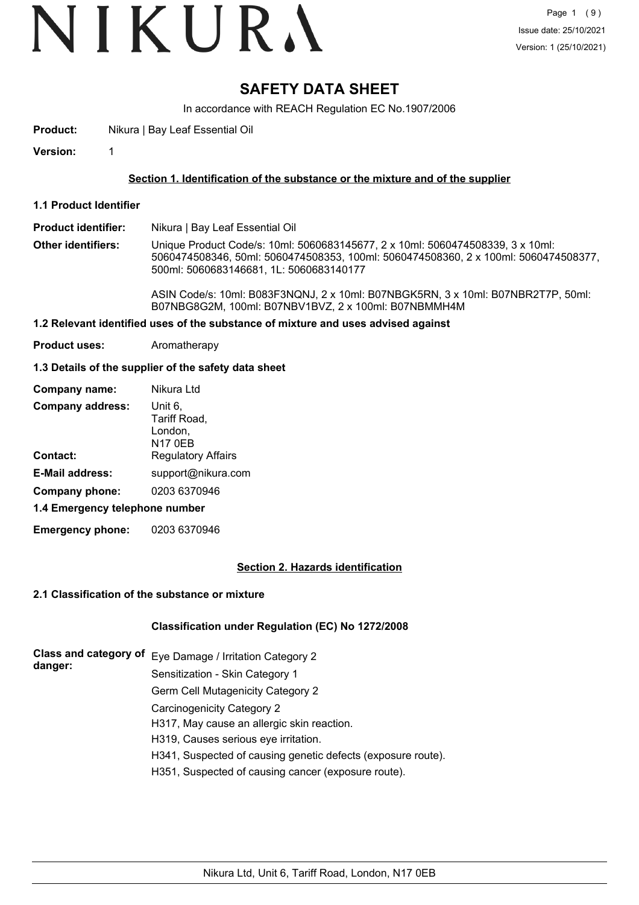# SAFETY DATA SHEET

In accordance with REACH Regulation EC No.1907/2006

**Product:** Nikura | Bay Leaf Essential Oil

**Version:** 1

## Section 1. Identification of the substance or the mixture and of the supplier

### 1.1 Product Identifier

**Product identifier:** Nikura | Bay Leaf Essential Oil

**Other identifiers:** Unique Product Code/s: 10ml: 5060683145677, 2 x 10ml: 5060474508339, 3 x 10ml: 5060474508346, 50ml: 5060474508353, 100ml: 5060474508360, 2 x 100ml: 5060474508377, 500ml: 5060683146681, 1L: 5060683140177

ASIN Code/s: 10ml: B083F3NQNJ, 2 x 10ml: B07NBGK5RN, 3 x 10ml: B07NBR2T7P, 50ml: B07NBG8G2M, 100ml: B07NBV1BVZ, 2 x 100ml: B07NBMMH4M

### 1.2 Relevant identified uses of the substance of mixture and uses advised against

**Product uses:** Aromatherapy

### 1.3 Details of the supplier of the safety data sheet

**Company name:** Nikura Ltd

**Company address:** Unit 6, Tariff Road, London, N17 0EB

**Contact:** Regulatory Affairs

**E-Mail address:** support@nikura.com

**Company phone:** 0203 6370946

### 1.4 Emergency telephone number

**Emergency phone:** 0203 6370946

## Section 2. Hazards identification

### 2.1 Classification of the substance or mixture

**Classification under Regulation (EC) No 1272/2008**

**Class and category of danger:**

Eye Damage / Irritation Category 2

Sensitization - Skin Category 1

Germ Cell Mutagenicity Category 2

Carcinogenicity Category 2

H317, May cause an allergic skin reaction.

H319, Causes serious eye irritation.

H341, Suspected of causing genetic defects (exposure route).

H351, Suspected of causing cancer (exposure route).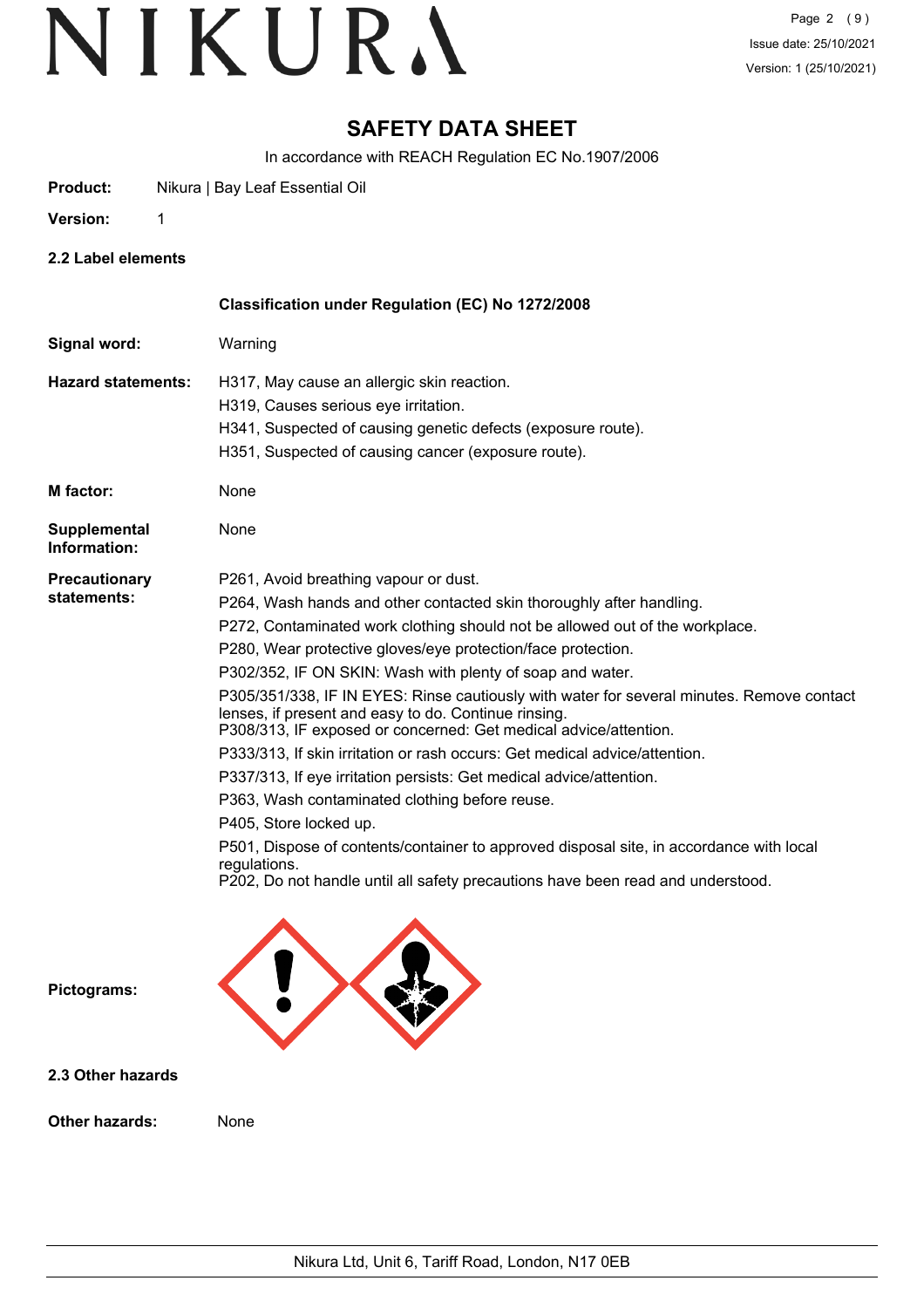# SAFETY DATA SHEET

In accordance with REACH Regulation EC No.1907/2006

**Product:** Nikura | Bay Leaf Essential Oil

**Version:** 1

## 2.2 Label elements

**Classification under Regulation (EC) No 1272/2008**

**Signal word:** Warning

**Hazard statements:**

H317, May cause an allergic skin reaction.
H319, Causes serious eye irritation.
H341, Suspected of causing genetic defects (exposure route).
H351, Suspected of causing cancer (exposure route).

**M factor:** None

**Supplemental Information:** None

**Precautionary statements:**

P261, Avoid breathing vapour or dust.
P264, Wash hands and other contacted skin thoroughly after handling.
P272, Contaminated work clothing should not be allowed out of the workplace.
P280, Wear protective gloves/eye protection/face protection.
P302/352, IF ON SKIN: Wash with plenty of soap and water.
P305/351/338, IF IN EYES: Rinse cautiously with water for several minutes. Remove contact lenses, if present and easy to do. Continue rinsing.
P308/313, IF exposed or concerned: Get medical advice/attention.
P333/313, If skin irritation or rash occurs: Get medical advice/attention.
P337/313, If eye irritation persists: Get medical advice/attention.
P363, Wash contaminated clothing before reuse.
P405, Store locked up.
P501, Dispose of contents/container to approved disposal site, in accordance with local regulations.
P202, Do not handle until all safety precautions have been read and understood.

**Pictograms:**

## 2.3 Other hazards

**Other hazards:** None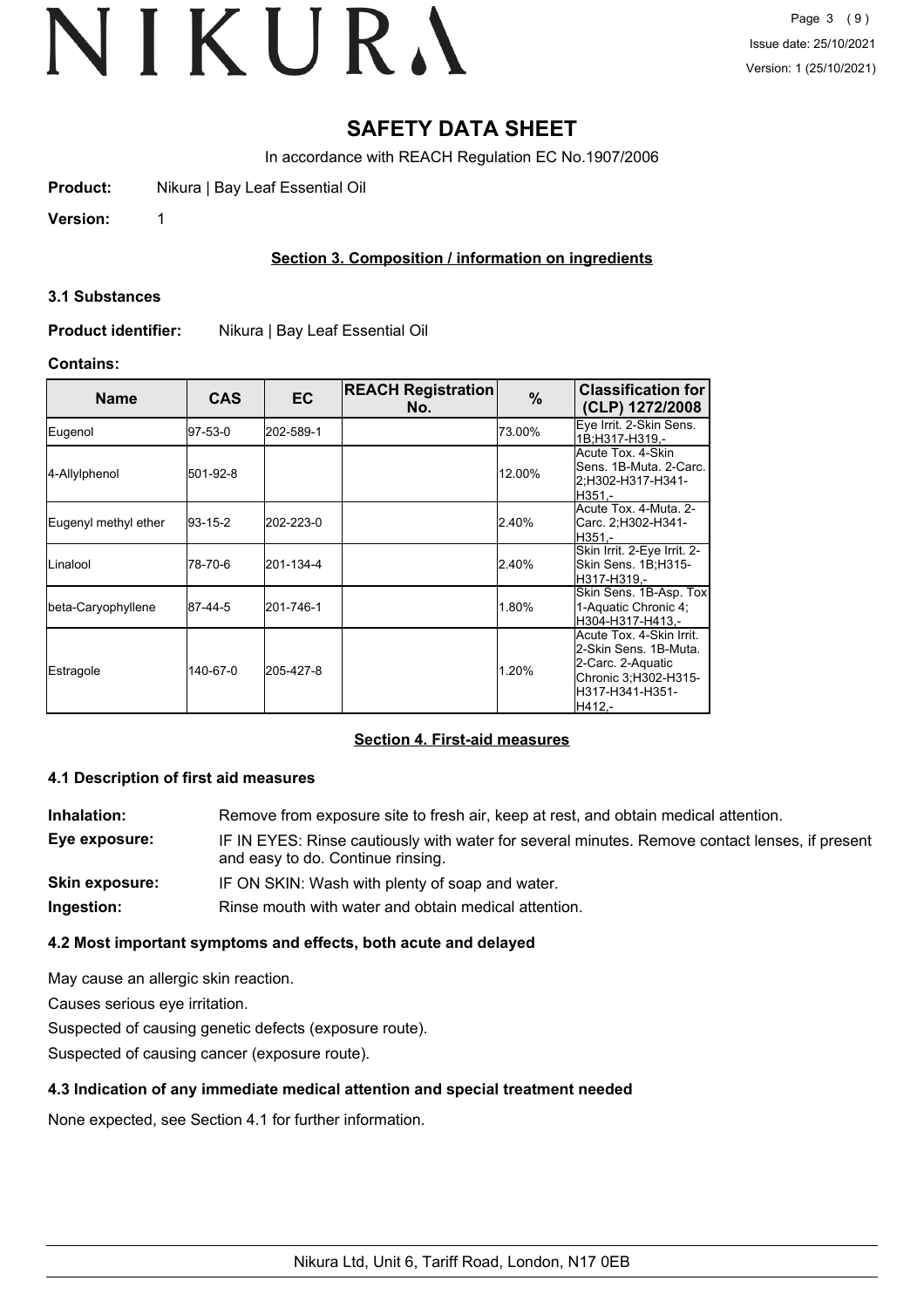# SAFETY DATA SHEET

In accordance with REACH Regulation EC No.1907/2006

**Product:** Nikura | Bay Leaf Essential Oil

**Version:** 1

## Section 3. Composition / information on ingredients

### 3.1 Substances

**Product identifier:** Nikura | Bay Leaf Essential Oil

**Contains:**

| Name | CAS | EC | REACH Registration No. | % | Classification for (CLP) 1272/2008 |
|---|---|---|---|---|---|
| Eugenol | 97-53-0 | 202-589-1 | | 73.00% | Eye Irrit. 2-Skin Sens. 1B;H317-H319,- |
| 4-Allylphenol | 501-92-8 | | | 12.00% | Acute Tox. 4-Skin Sens. 1B-Muta. 2-Carc. 2;H302-H317-H341-H351,- |
| Eugenyl methyl ether | 93-15-2 | 202-223-0 | | 2.40% | Acute Tox. 4-Muta. 2-Carc. 2;H302-H341-H351,- |
| Linalool | 78-70-6 | 201-134-4 | | 2.40% | Skin Irrit. 2-Eye Irrit. 2-Skin Sens. 1B;H315-H317-H319,- |
| beta-Caryophyllene | 87-44-5 | 201-746-1 | | 1.80% | Skin Sens. 1B-Asp. Tox 1-Aquatic Chronic 4;H304-H317-H413,- |
| Estragole | 140-67-0 | 205-427-8 | | 1.20% | Acute Tox. 4-Skin Irrit. 2-Skin Sens. 1B-Muta. 2-Carc. 2-Aquatic Chronic 3;H302-H315-H317-H341-H351-H412,- |

## Section 4. First-aid measures

### 4.1 Description of first aid measures

**Inhalation:** Remove from exposure site to fresh air, keep at rest, and obtain medical attention.

**Eye exposure:** IF IN EYES: Rinse cautiously with water for several minutes. Remove contact lenses, if present and easy to do. Continue rinsing.

**Skin exposure:** IF ON SKIN: Wash with plenty of soap and water.

**Ingestion:** Rinse mouth with water and obtain medical attention.

### 4.2 Most important symptoms and effects, both acute and delayed

May cause an allergic skin reaction.

Causes serious eye irritation.

Suspected of causing genetic defects (exposure route).

Suspected of causing cancer (exposure route).

### 4.3 Indication of any immediate medical attention and special treatment needed

None expected, see Section 4.1 for further information.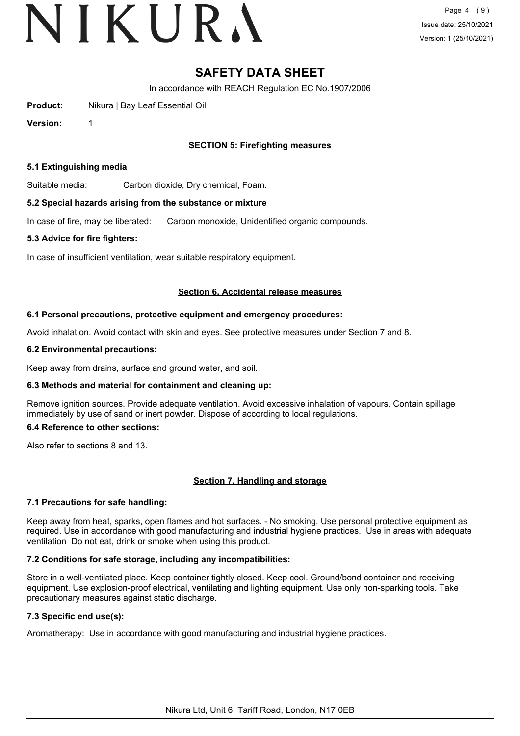# SAFETY DATA SHEET

In accordance with REACH Regulation EC No.1907/2006

**Product:** Nikura | Bay Leaf Essential Oil

**Version:** 1

## SECTION 5: Firefighting measures

### 5.1 Extinguishing media

Suitable media: Carbon dioxide, Dry chemical, Foam.

### 5.2 Special hazards arising from the substance or mixture

In case of fire, may be liberated: Carbon monoxide, Unidentified organic compounds.

### 5.3 Advice for fire fighters:

In case of insufficient ventilation, wear suitable respiratory equipment.

## Section 6. Accidental release measures

### 6.1 Personal precautions, protective equipment and emergency procedures:

Avoid inhalation. Avoid contact with skin and eyes. See protective measures under Section 7 and 8.

### 6.2 Environmental precautions:

Keep away from drains, surface and ground water, and soil.

### 6.3 Methods and material for containment and cleaning up:

Remove ignition sources. Provide adequate ventilation. Avoid excessive inhalation of vapours. Contain spillage immediately by use of sand or inert powder. Dispose of according to local regulations.

### 6.4 Reference to other sections:

Also refer to sections 8 and 13.

## Section 7. Handling and storage

### 7.1 Precautions for safe handling:

Keep away from heat, sparks, open flames and hot surfaces. - No smoking. Use personal protective equipment as required. Use in accordance with good manufacturing and industrial hygiene practices. Use in areas with adequate ventilation Do not eat, drink or smoke when using this product.

### 7.2 Conditions for safe storage, including any incompatibilities:

Store in a well-ventilated place. Keep container tightly closed. Keep cool. Ground/bond container and receiving equipment. Use explosion-proof electrical, ventilating and lighting equipment. Use only non-sparking tools. Take precautionary measures against static discharge.

### 7.3 Specific end use(s):

Aromatherapy: Use in accordance with good manufacturing and industrial hygiene practices.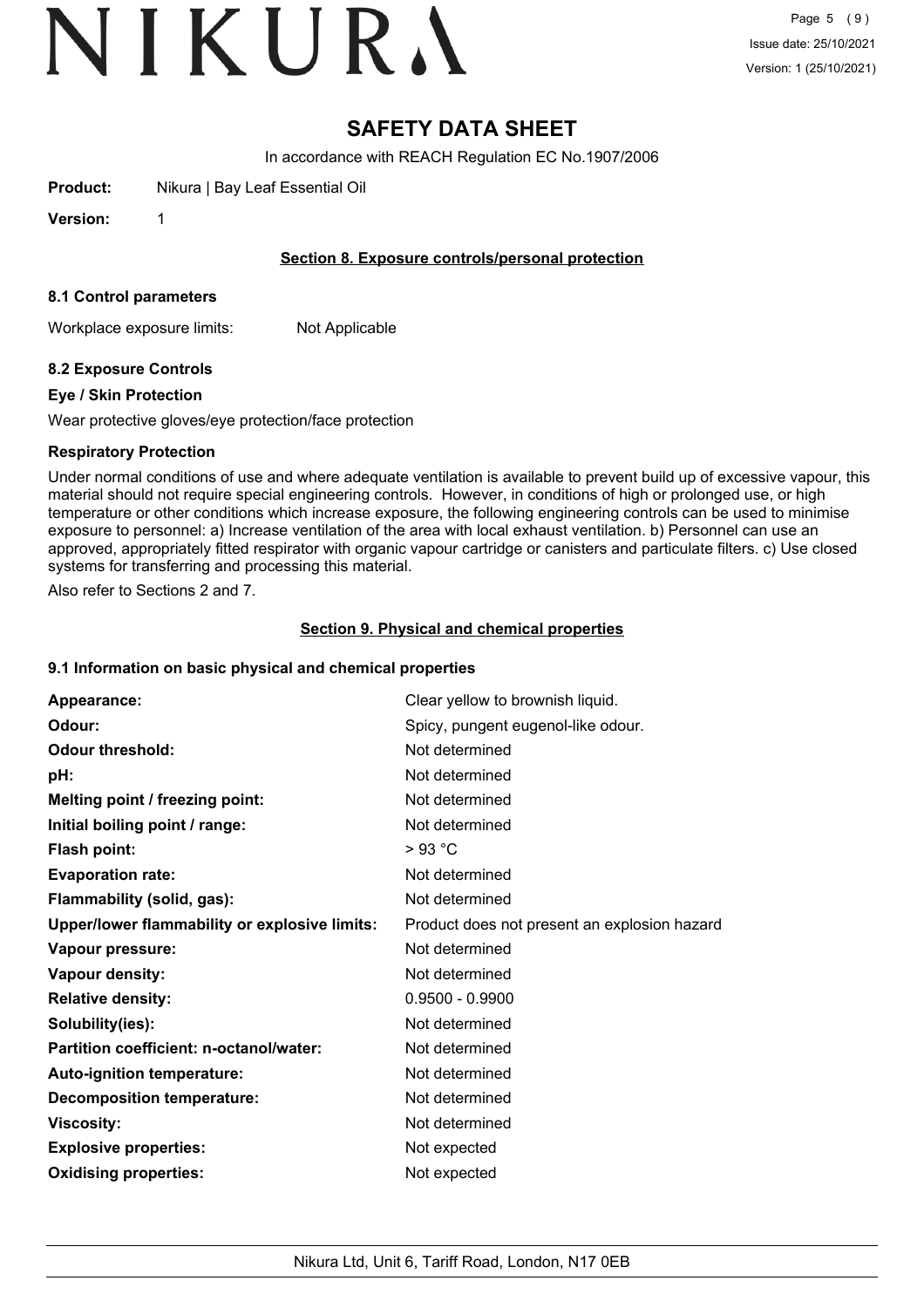# SAFETY DATA SHEET

In accordance with REACH Regulation EC No.1907/2006

**Product:** Nikura | Bay Leaf Essential Oil

**Version:** 1

## Section 8. Exposure controls/personal protection

### 8.1 Control parameters

Workplace exposure limits: Not Applicable

### 8.2 Exposure Controls

#### Eye / Skin Protection

Wear protective gloves/eye protection/face protection

#### Respiratory Protection

Under normal conditions of use and where adequate ventilation is available to prevent build up of excessive vapour, this material should not require special engineering controls. However, in conditions of high or prolonged use, or high temperature or other conditions which increase exposure, the following engineering controls can be used to minimise exposure to personnel: a) Increase ventilation of the area with local exhaust ventilation. b) Personnel can use an approved, appropriately fitted respirator with organic vapour cartridge or canisters and particulate filters. c) Use closed systems for transferring and processing this material.

Also refer to Sections 2 and 7.

## Section 9. Physical and chemical properties

### 9.1 Information on basic physical and chemical properties

| | |
|---|---|
| **Appearance:** | Clear yellow to brownish liquid. |
| **Odour:** | Spicy, pungent eugenol-like odour. |
| **Odour threshold:** | Not determined |
| **pH:** | Not determined |
| **Melting point / freezing point:** | Not determined |
| **Initial boiling point / range:** | Not determined |
| **Flash point:** | > 93 °C |
| **Evaporation rate:** | Not determined |
| **Flammability (solid, gas):** | Not determined |
| **Upper/lower flammability or explosive limits:** | Product does not present an explosion hazard |
| **Vapour pressure:** | Not determined |
| **Vapour density:** | Not determined |
| **Relative density:** | 0.9500 - 0.9900 |
| **Solubility(ies):** | Not determined |
| **Partition coefficient: n-octanol/water:** | Not determined |
| **Auto-ignition temperature:** | Not determined |
| **Decomposition temperature:** | Not determined |
| **Viscosity:** | Not determined |
| **Explosive properties:** | Not expected |
| **Oxidising properties:** | Not expected |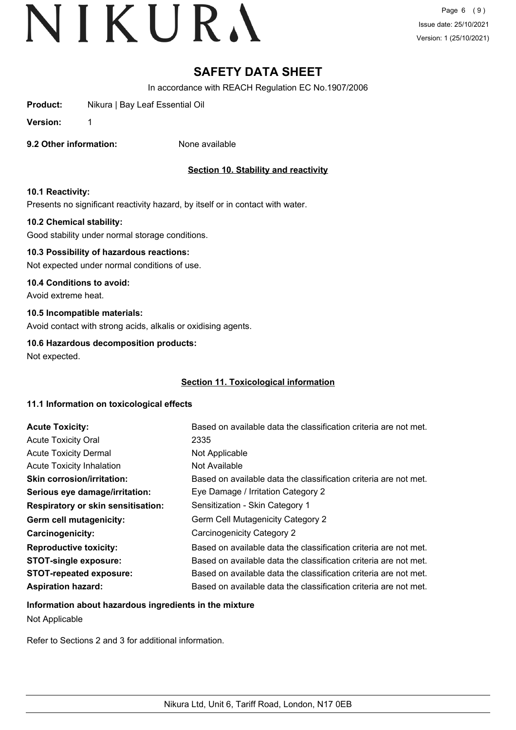# SAFETY DATA SHEET

In accordance with REACH Regulation EC No.1907/2006

**Product:** Nikura | Bay Leaf Essential Oil

**Version:** 1

**9.2 Other information:** None available

## Section 10. Stability and reactivity

### 10.1 Reactivity:

Presents no significant reactivity hazard, by itself or in contact with water.

### 10.2 Chemical stability:

Good stability under normal storage conditions.

### 10.3 Possibility of hazardous reactions:

Not expected under normal conditions of use.

### 10.4 Conditions to avoid:

Avoid extreme heat.

### 10.5 Incompatible materials:

Avoid contact with strong acids, alkalis or oxidising agents.

### 10.6 Hazardous decomposition products:

Not expected.

## Section 11. Toxicological information

### 11.1 Information on toxicological effects

| | |
|---|---|
| **Acute Toxicity:** | Based on available data the classification criteria are not met. |
| Acute Toxicity Oral | 2335 |
| Acute Toxicity Dermal | Not Applicable |
| Acute Toxicity Inhalation | Not Available |
| **Skin corrosion/irritation:** | Based on available data the classification criteria are not met. |
| **Serious eye damage/irritation:** | Eye Damage / Irritation Category 2 |
| **Respiratory or skin sensitisation:** | Sensitization - Skin Category 1 |
| **Germ cell mutagenicity:** | Germ Cell Mutagenicity Category 2 |
| **Carcinogenicity:** | Carcinogenicity Category 2 |
| **Reproductive toxicity:** | Based on available data the classification criteria are not met. |
| **STOT-single exposure:** | Based on available data the classification criteria are not met. |
| **STOT-repeated exposure:** | Based on available data the classification criteria are not met. |
| **Aspiration hazard:** | Based on available data the classification criteria are not met. |

### Information about hazardous ingredients in the mixture

Not Applicable

Refer to Sections 2 and 3 for additional information.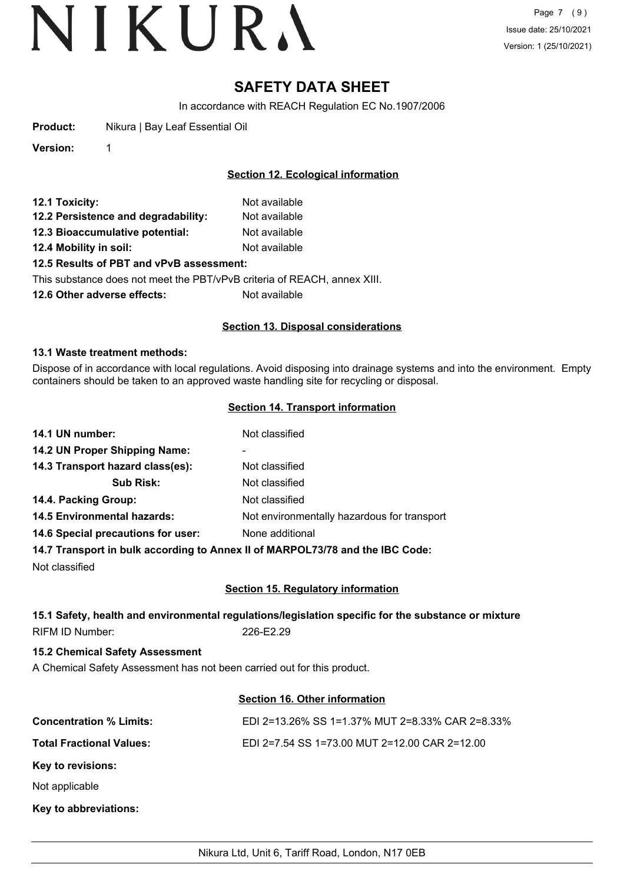# SAFETY DATA SHEET

In accordance with REACH Regulation EC No.1907/2006

**Product:** Nikura | Bay Leaf Essential Oil

**Version:** 1

## Section 12. Ecological information

**12.1 Toxicity:** Not available

**12.2 Persistence and degradability:** Not available

**12.3 Bioaccumulative potential:** Not available

**12.4 Mobility in soil:** Not available

**12.5 Results of PBT and vPvB assessment:**

This substance does not meet the PBT/vPvB criteria of REACH, annex XIII.

**12.6 Other adverse effects:** Not available

## Section 13. Disposal considerations

**13.1 Waste treatment methods:**

Dispose of in accordance with local regulations. Avoid disposing into drainage systems and into the environment. Empty containers should be taken to an approved waste handling site for recycling or disposal.

## Section 14. Transport information

**14.1 UN number:** Not classified

**14.2 UN Proper Shipping Name:** -

**14.3 Transport hazard class(es):** Not classified

**Sub Risk:** Not classified

**14.4. Packing Group:** Not classified

**14.5 Environmental hazards:** Not environmentally hazardous for transport

**14.6 Special precautions for user:** None additional

**14.7 Transport in bulk according to Annex II of MARPOL73/78 and the IBC Code:**

Not classified

## Section 15. Regulatory information

**15.1 Safety, health and environmental regulations/legislation specific for the substance or mixture**

RIFM ID Number: 226-E2.29

**15.2 Chemical Safety Assessment**

A Chemical Safety Assessment has not been carried out for this product.

## Section 16. Other information

**Concentration % Limits:** EDI 2=13.26% SS 1=1.37% MUT 2=8.33% CAR 2=8.33%

**Total Fractional Values:** EDI 2=7.54 SS 1=73.00 MUT 2=12.00 CAR 2=12.00

**Key to revisions:**

Not applicable

**Key to abbreviations:**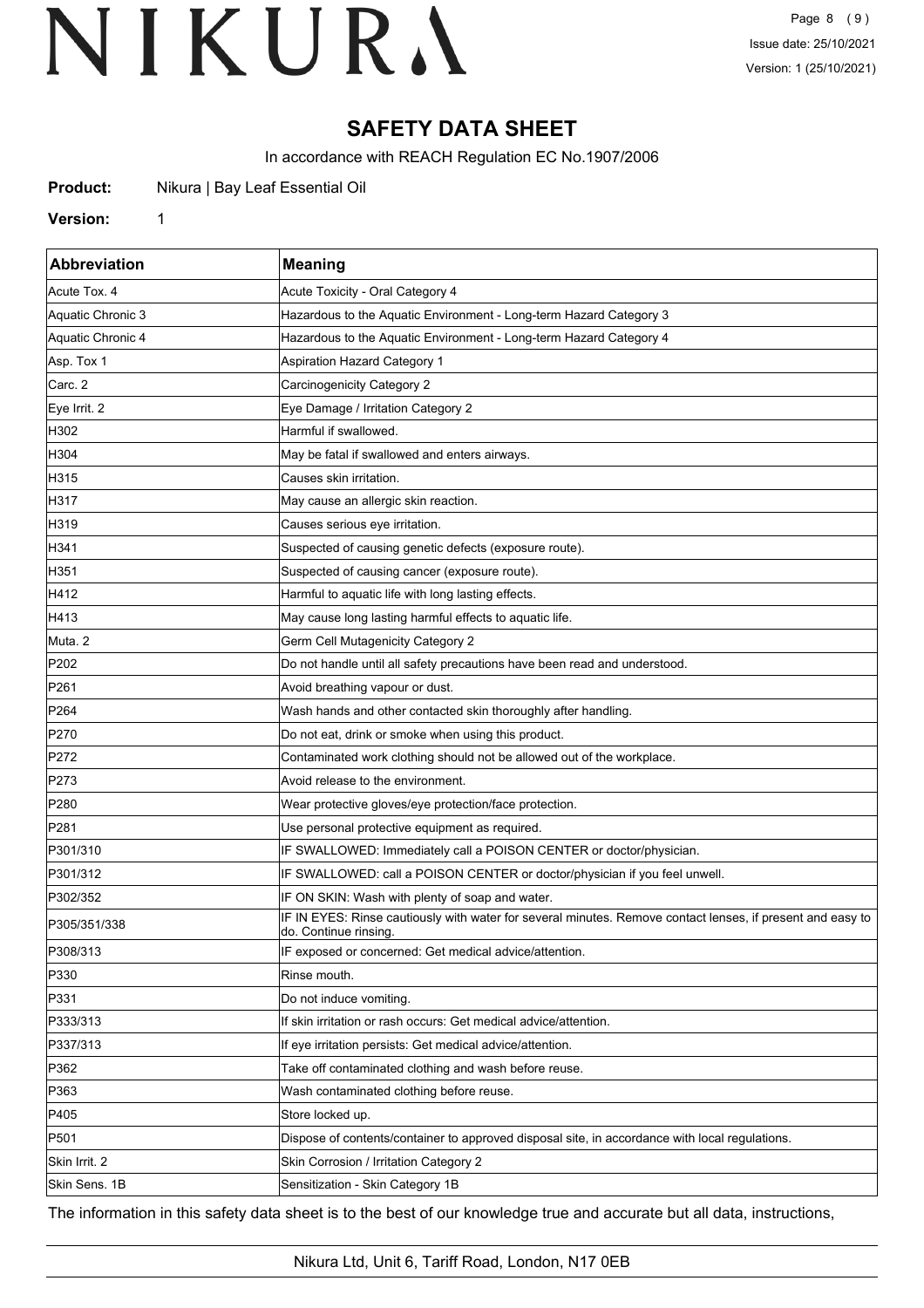# SAFETY DATA SHEET

In accordance with REACH Regulation EC No.1907/2006

**Product:** Nikura | Bay Leaf Essential Oil

**Version:** 1

| Abbreviation | Meaning |
|---|---|
| Acute Tox. 4 | Acute Toxicity - Oral Category 4 |
| Aquatic Chronic 3 | Hazardous to the Aquatic Environment - Long-term Hazard Category 3 |
| Aquatic Chronic 4 | Hazardous to the Aquatic Environment - Long-term Hazard Category 4 |
| Asp. Tox 1 | Aspiration Hazard Category 1 |
| Carc. 2 | Carcinogenicity Category 2 |
| Eye Irrit. 2 | Eye Damage / Irritation Category 2 |
| H302 | Harmful if swallowed. |
| H304 | May be fatal if swallowed and enters airways. |
| H315 | Causes skin irritation. |
| H317 | May cause an allergic skin reaction. |
| H319 | Causes serious eye irritation. |
| H341 | Suspected of causing genetic defects (exposure route). |
| H351 | Suspected of causing cancer (exposure route). |
| H412 | Harmful to aquatic life with long lasting effects. |
| H413 | May cause long lasting harmful effects to aquatic life. |
| Muta. 2 | Germ Cell Mutagenicity Category 2 |
| P202 | Do not handle until all safety precautions have been read and understood. |
| P261 | Avoid breathing vapour or dust. |
| P264 | Wash hands and other contacted skin thoroughly after handling. |
| P270 | Do not eat, drink or smoke when using this product. |
| P272 | Contaminated work clothing should not be allowed out of the workplace. |
| P273 | Avoid release to the environment. |
| P280 | Wear protective gloves/eye protection/face protection. |
| P281 | Use personal protective equipment as required. |
| P301/310 | IF SWALLOWED: Immediately call a POISON CENTER or doctor/physician. |
| P301/312 | IF SWALLOWED: call a POISON CENTER or doctor/physician if you feel unwell. |
| P302/352 | IF ON SKIN: Wash with plenty of soap and water. |
| P305/351/338 | IF IN EYES: Rinse cautiously with water for several minutes. Remove contact lenses, if present and easy to do. Continue rinsing. |
| P308/313 | IF exposed or concerned: Get medical advice/attention. |
| P330 | Rinse mouth. |
| P331 | Do not induce vomiting. |
| P333/313 | If skin irritation or rash occurs: Get medical advice/attention. |
| P337/313 | If eye irritation persists: Get medical advice/attention. |
| P362 | Take off contaminated clothing and wash before reuse. |
| P363 | Wash contaminated clothing before reuse. |
| P405 | Store locked up. |
| P501 | Dispose of contents/container to approved disposal site, in accordance with local regulations. |
| Skin Irrit. 2 | Skin Corrosion / Irritation Category 2 |
| Skin Sens. 1B | Sensitization - Skin Category 1B |

The information in this safety data sheet is to the best of our knowledge true and accurate but all data, instructions,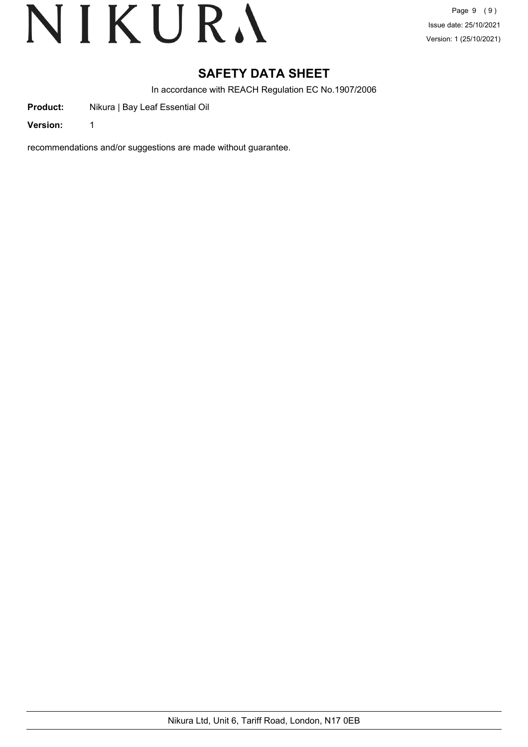recommendations and/or suggestions are made without guarantee.